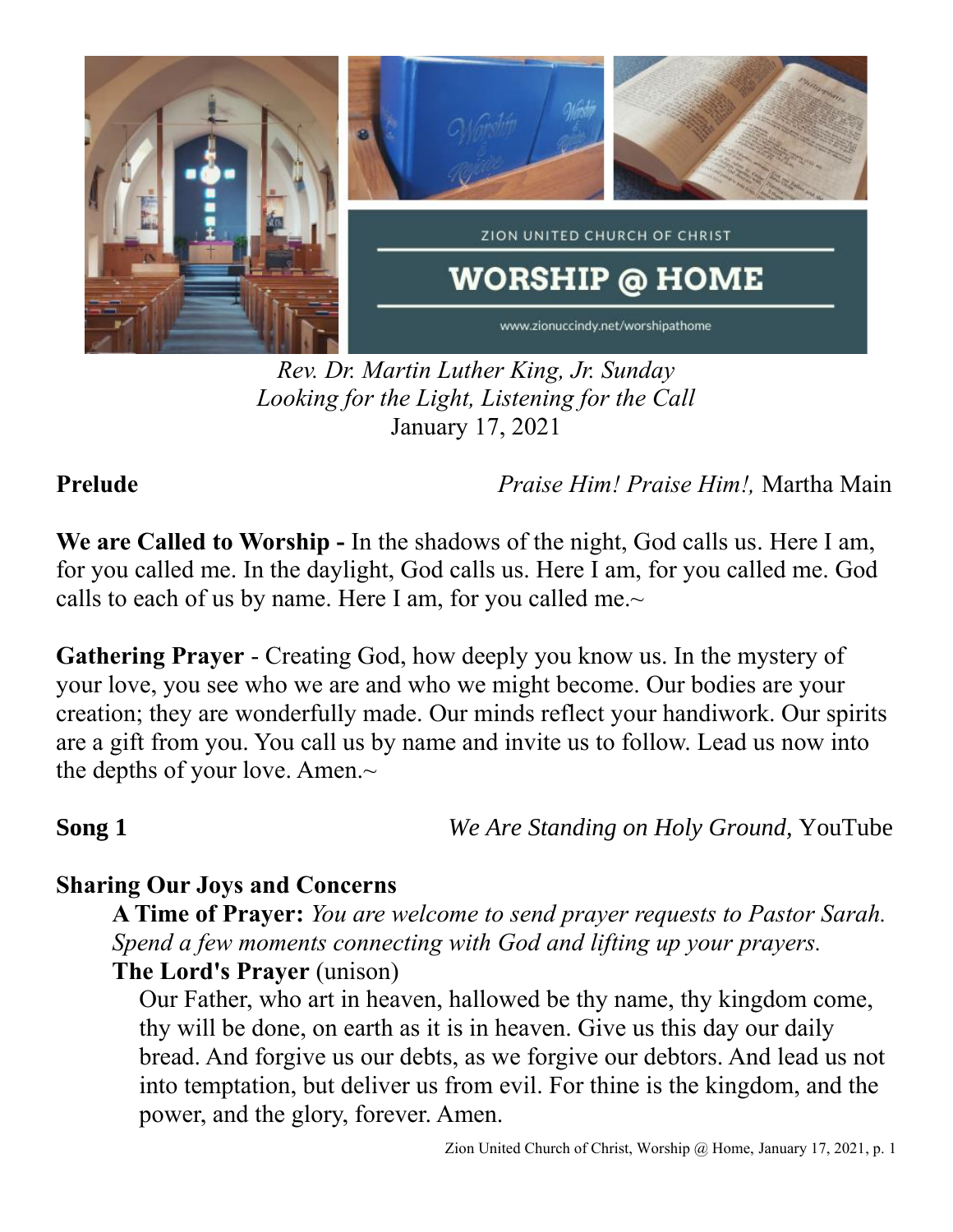ZION UNITED CHURCH OF CHRIST

# WORSHIP @ HOME

www.zionuccindy.net/worshipathome

*Rev. Dr. Martin Luther King, Jr. Sunday*
*Looking for the Light, Listening for the Call*
January 17, 2021

**Prelude** *Praise Him! Praise Him!,* Martha Main

**We are Called to Worship -** In the shadows of the night, God calls us. Here I am, for you called me. In the daylight, God calls us. Here I am, for you called me. God calls to each of us by name. Here I am, for you called me.~

**Gathering Prayer** - Creating God, how deeply you know us. In the mystery of your love, you see who we are and who we might become. Our bodies are your creation; they are wonderfully made. Our minds reflect your handiwork. Our spirits are a gift from you. You call us by name and invite us to follow. Lead us now into the depths of your love. Amen.~

**Song 1** *We Are Standing on Holy Ground,* YouTube

**Sharing Our Joys and Concerns**

**A Time of Prayer:** *You are welcome to send prayer requests to Pastor Sarah. Spend a few moments connecting with God and lifting up your prayers.*

**The Lord's Prayer** (unison)

Our Father, who art in heaven, hallowed be thy name, thy kingdom come, thy will be done, on earth as it is in heaven. Give us this day our daily bread. And forgive us our debts, as we forgive our debtors. And lead us not into temptation, but deliver us from evil. For thine is the kingdom, and the power, and the glory, forever. Amen.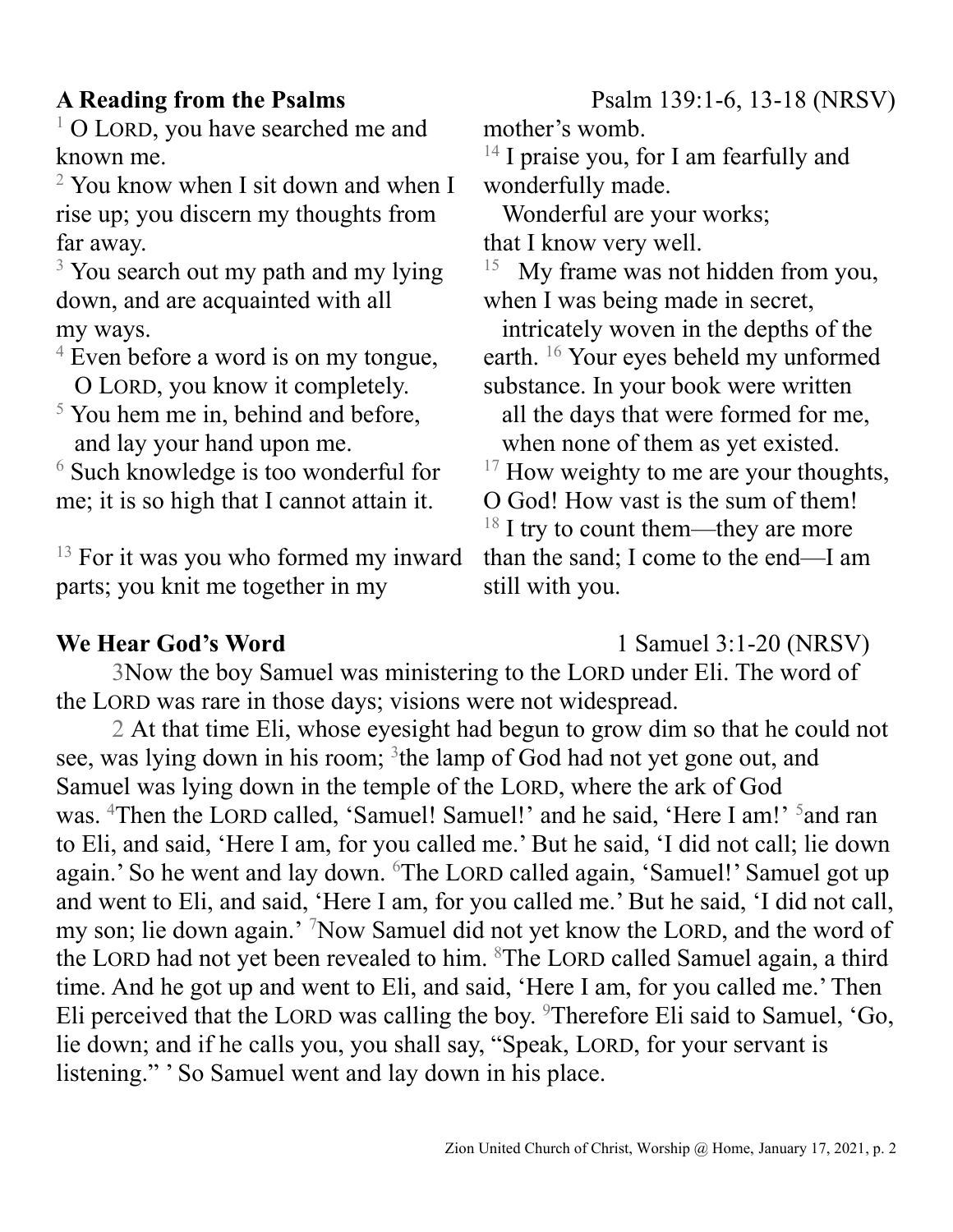**A Reading from the Psalms** Psalm 139:1-6, 13-18 (NRSV)

[1] O LORD, you have searched me and known me.
[2] You know when I sit down and when I rise up; you discern my thoughts from far away.
[3] You search out my path and my lying down, and are acquainted with all my ways.
[4] Even before a word is on my tongue,
O LORD, you know it completely.
[5] You hem me in, behind and before,
and lay your hand upon me.
[6] Such knowledge is too wonderful for me; it is so high that I cannot attain it.

[13] For it was you who formed my inward parts; you knit me together in my mother's womb.
[14] I praise you, for I am fearfully and wonderfully made.
Wonderful are your works;
that I know very well.
[15] My frame was not hidden from you, when I was being made in secret,
intricately woven in the depths of the earth. [16] Your eyes beheld my unformed substance. In your book were written
all the days that were formed for me,
when none of them as yet existed.
[17] How weighty to me are your thoughts, O God! How vast is the sum of them!
[18] I try to count them—they are more than the sand; I come to the end—I am still with you.

**We Hear God's Word** 1 Samuel 3:1-20 (NRSV)

3Now the boy Samuel was ministering to the LORD under Eli. The word of the LORD was rare in those days; visions were not widespread.

2 At that time Eli, whose eyesight had begun to grow dim so that he could not see, was lying down in his room; [3]the lamp of God had not yet gone out, and Samuel was lying down in the temple of the LORD, where the ark of God was. [4]Then the LORD called, 'Samuel! Samuel!' and he said, 'Here I am!' [5]and ran to Eli, and said, 'Here I am, for you called me.' But he said, 'I did not call; lie down again.' So he went and lay down. [6]The LORD called again, 'Samuel!' Samuel got up and went to Eli, and said, 'Here I am, for you called me.' But he said, 'I did not call, my son; lie down again.' [7]Now Samuel did not yet know the LORD, and the word of the LORD had not yet been revealed to him. [8]The LORD called Samuel again, a third time. And he got up and went to Eli, and said, 'Here I am, for you called me.' Then Eli perceived that the LORD was calling the boy. [9]Therefore Eli said to Samuel, 'Go, lie down; and if he calls you, you shall say, "Speak, LORD, for your servant is listening." ' So Samuel went and lay down in his place.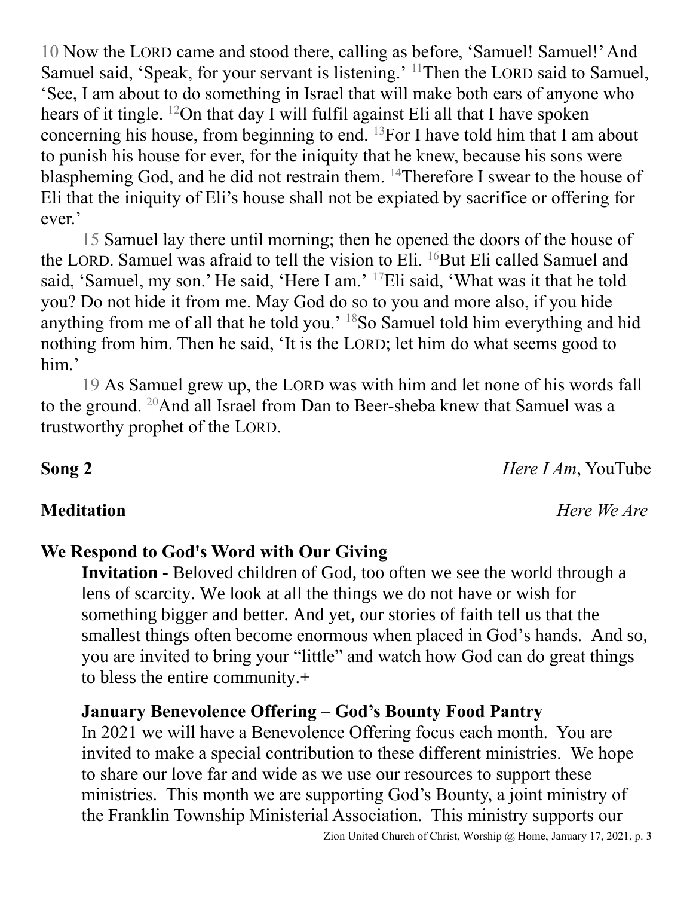10 Now the LORD came and stood there, calling as before, 'Samuel! Samuel!' And Samuel said, 'Speak, for your servant is listening.' [11]Then the LORD said to Samuel, 'See, I am about to do something in Israel that will make both ears of anyone who hears of it tingle. [12]On that day I will fulfil against Eli all that I have spoken concerning his house, from beginning to end. [13]For I have told him that I am about to punish his house for ever, for the iniquity that he knew, because his sons were blaspheming God, and he did not restrain them. [14]Therefore I swear to the house of Eli that the iniquity of Eli's house shall not be expiated by sacrifice or offering for ever.'

15 Samuel lay there until morning; then he opened the doors of the house of the LORD. Samuel was afraid to tell the vision to Eli. [16]But Eli called Samuel and said, 'Samuel, my son.' He said, 'Here I am.' [17]Eli said, 'What was it that he told you? Do not hide it from me. May God do so to you and more also, if you hide anything from me of all that he told you.' [18]So Samuel told him everything and hid nothing from him. Then he said, 'It is the LORD; let him do what seems good to him.'

19 As Samuel grew up, the LORD was with him and let none of his words fall to the ground. [20]And all Israel from Dan to Beer-sheba knew that Samuel was a trustworthy prophet of the LORD.

**Song 2** *Here I Am*, YouTube

**Meditation** *Here We Are*

**We Respond to God's Word with Our Giving**

**Invitation -** Beloved children of God, too often we see the world through a lens of scarcity. We look at all the things we do not have or wish for something bigger and better. And yet, our stories of faith tell us that the smallest things often become enormous when placed in God's hands. And so, you are invited to bring your "little" and watch how God can do great things to bless the entire community.+

**January Benevolence Offering – God's Bounty Food Pantry**

In 2021 we will have a Benevolence Offering focus each month. You are invited to make a special contribution to these different ministries. We hope to share our love far and wide as we use our resources to support these ministries. This month we are supporting God's Bounty, a joint ministry of the Franklin Township Ministerial Association. This ministry supports our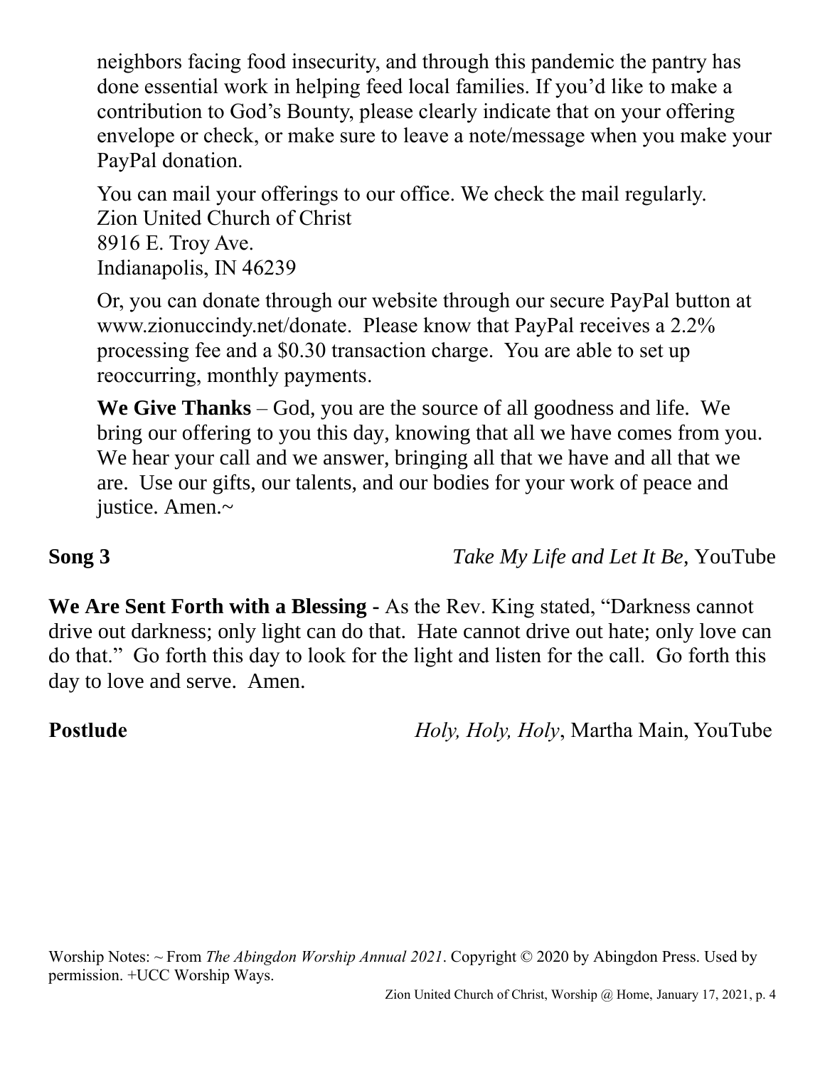neighbors facing food insecurity, and through this pandemic the pantry has done essential work in helping feed local families. If you'd like to make a contribution to God's Bounty, please clearly indicate that on your offering envelope or check, or make sure to leave a note/message when you make your PayPal donation.

You can mail your offerings to our office. We check the mail regularly.
Zion United Church of Christ
8916 E. Troy Ave.
Indianapolis, IN 46239

Or, you can donate through our website through our secure PayPal button at www.zionuccindy.net/donate. Please know that PayPal receives a 2.2% processing fee and a $0.30 transaction charge. You are able to set up reoccurring, monthly payments.

**We Give Thanks** – God, you are the source of all goodness and life. We bring our offering to you this day, knowing that all we have comes from you. We hear your call and we answer, bringing all that we have and all that we are. Use our gifts, our talents, and our bodies for your work of peace and justice. Amen.~

**Song 3** *Take My Life and Let It Be,* YouTube

**We Are Sent Forth with a Blessing -** As the Rev. King stated, "Darkness cannot drive out darkness; only light can do that. Hate cannot drive out hate; only love can do that." Go forth this day to look for the light and listen for the call. Go forth this day to love and serve. Amen.

**Postlude** *Holy, Holy, Holy*, Martha Main, YouTube

Worship Notes: ~ From *The Abingdon Worship Annual 2021*. Copyright © 2020 by Abingdon Press. Used by permission. +UCC Worship Ways.